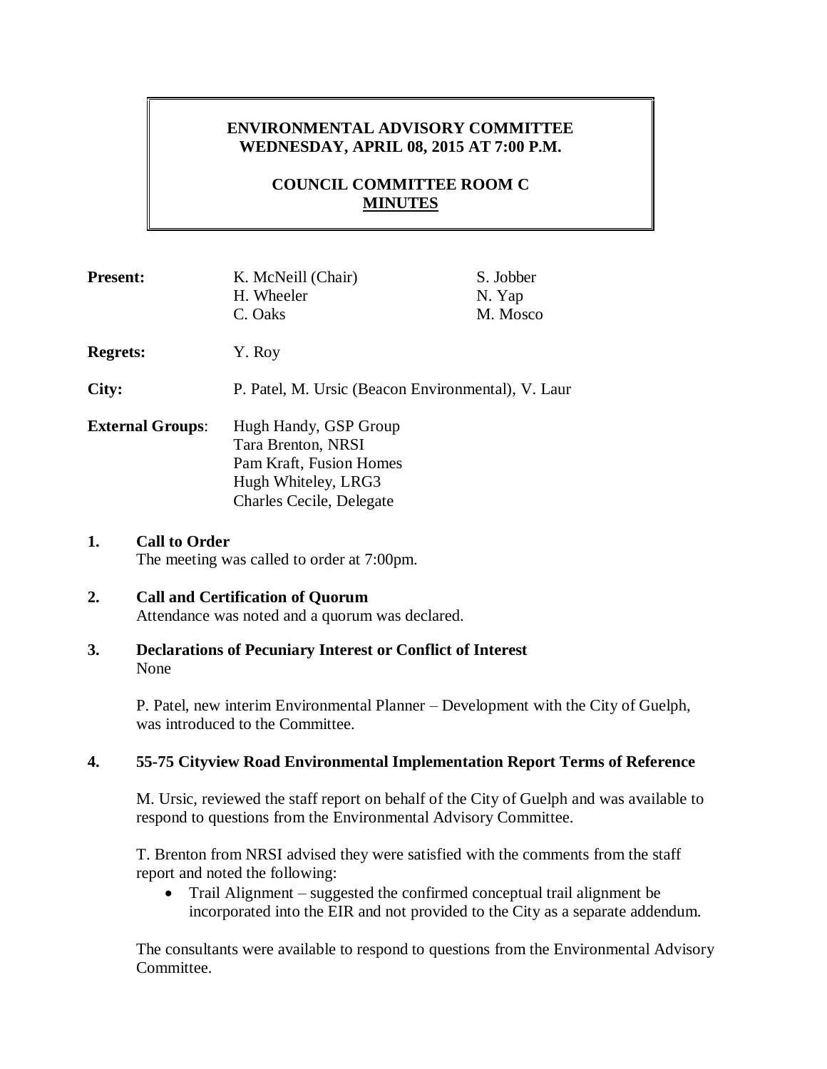# ENVIRONMENTAL ADVISORY COMMITTEE
## WEDNESDAY, APRIL 08, 2015 AT 7:00 P.M.

## COUNCIL COMMITTEE ROOM C
## MINUTES

**Present:** K. McNeill (Chair), H. Wheeler, C. Oaks, S. Jobber, N. Yap, M. Mosco

**Regrets:** Y. Roy

**City:** P. Patel, M. Ursic (Beacon Environmental), V. Laur

**External Groups**:
Hugh Handy, GSP Group
Tara Brenton, NRSI
Pam Kraft, Fusion Homes
Hugh Whiteley, LRG3
Charles Cecile, Delegate

**1. Call to Order**

The meeting was called to order at 7:00pm.

**2. Call and Certification of Quorum**

Attendance was noted and a quorum was declared.

**3. Declarations of Pecuniary Interest or Conflict of Interest**

None

P. Patel, new interim Environmental Planner – Development with the City of Guelph, was introduced to the Committee.

**4. 55-75 Cityview Road Environmental Implementation Report Terms of Reference**

M. Ursic, reviewed the staff report on behalf of the City of Guelph and was available to respond to questions from the Environmental Advisory Committee.

T. Brenton from NRSI advised they were satisfied with the comments from the staff report and noted the following:

- Trail Alignment – suggested the confirmed conceptual trail alignment be incorporated into the EIR and not provided to the City as a separate addendum.

The consultants were available to respond to questions from the Environmental Advisory Committee.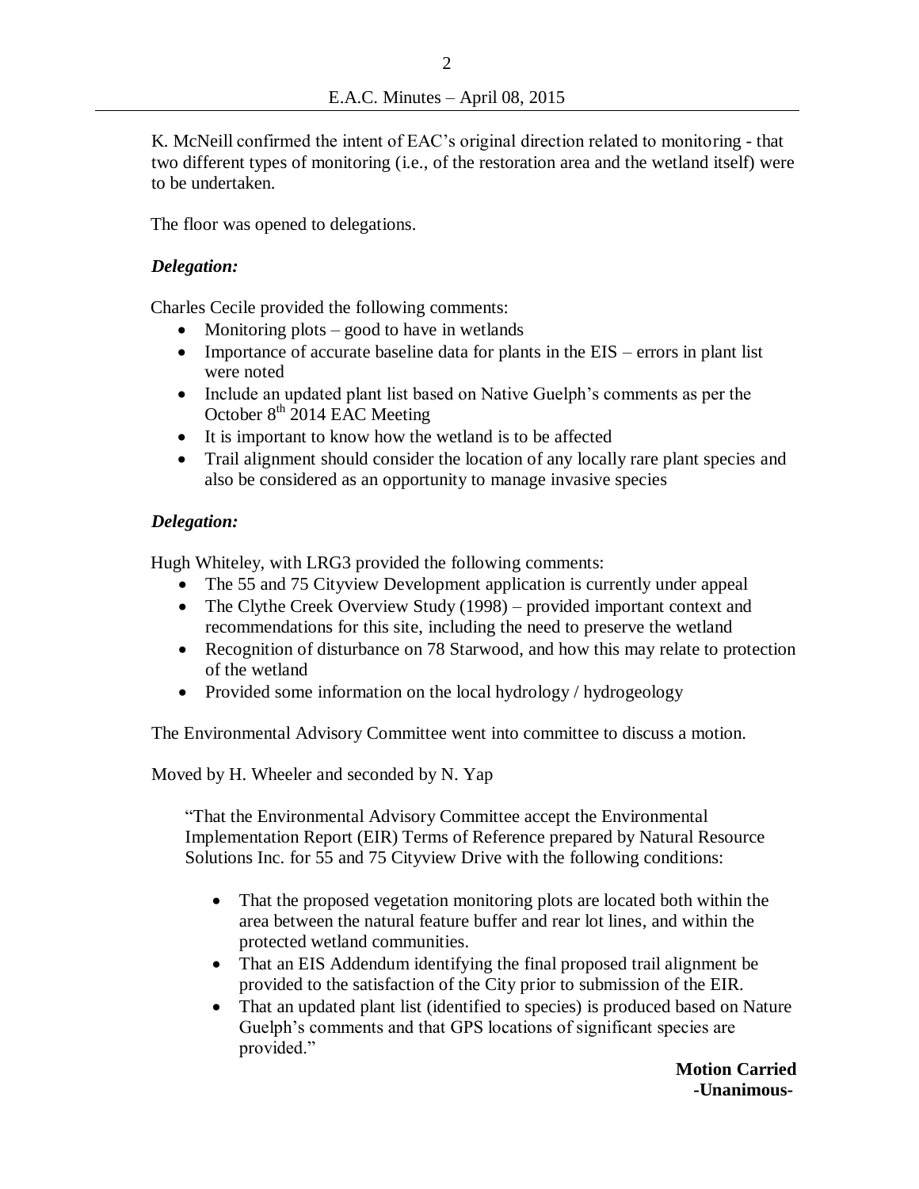K. McNeill confirmed the intent of EAC's original direction related to monitoring - that two different types of monitoring (i.e., of the restoration area and the wetland itself) were to be undertaken.

The floor was opened to delegations.

***Delegation:***

Charles Cecile provided the following comments:

- Monitoring plots – good to have in wetlands
- Importance of accurate baseline data for plants in the EIS – errors in plant list were noted
- Include an updated plant list based on Native Guelph's comments as per the October 8th 2014 EAC Meeting
- It is important to know how the wetland is to be affected
- Trail alignment should consider the location of any locally rare plant species and also be considered as an opportunity to manage invasive species

***Delegation:***

Hugh Whiteley, with LRG3 provided the following comments:

- The 55 and 75 Cityview Development application is currently under appeal
- The Clythe Creek Overview Study (1998) – provided important context and recommendations for this site, including the need to preserve the wetland
- Recognition of disturbance on 78 Starwood, and how this may relate to protection of the wetland
- Provided some information on the local hydrology / hydrogeology

The Environmental Advisory Committee went into committee to discuss a motion.

Moved by H. Wheeler and seconded by N. Yap

"That the Environmental Advisory Committee accept the Environmental Implementation Report (EIR) Terms of Reference prepared by Natural Resource Solutions Inc. for 55 and 75 Cityview Drive with the following conditions:

- That the proposed vegetation monitoring plots are located both within the area between the natural feature buffer and rear lot lines, and within the protected wetland communities.
- That an EIS Addendum identifying the final proposed trail alignment be provided to the satisfaction of the City prior to submission of the EIR.
- That an updated plant list (identified to species) is produced based on Nature Guelph's comments and that GPS locations of significant species are provided."

**Motion Carried**
**-Unanimous-**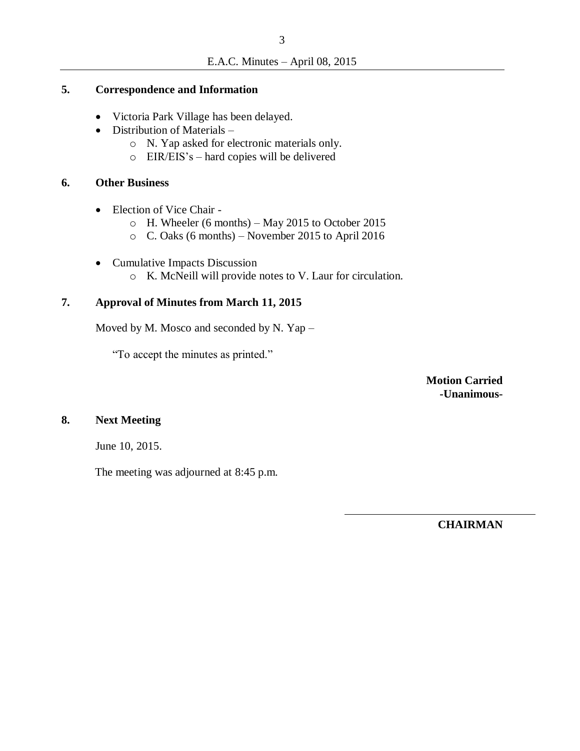## 5. Correspondence and Information

- Victoria Park Village has been delayed.
- Distribution of Materials –
  - N. Yap asked for electronic materials only.
  - EIR/EIS's – hard copies will be delivered

## 6. Other Business

- Election of Vice Chair -
  - H. Wheeler (6 months) – May 2015 to October 2015
  - C. Oaks (6 months) – November 2015 to April 2016

- Cumulative Impacts Discussion
  - K. McNeill will provide notes to V. Laur for circulation.

## 7. Approval of Minutes from March 11, 2015

Moved by M. Mosco and seconded by N. Yap –

"To accept the minutes as printed."

**Motion Carried**
**-Unanimous-**

## 8. Next Meeting

June 10, 2015.

The meeting was adjourned at 8:45 p.m.

\_\_\_\_\_\_\_\_\_\_\_\_\_\_\_\_\_\_\_\_\_\_\_\_\_\_\_\_\_\_

**CHAIRMAN**